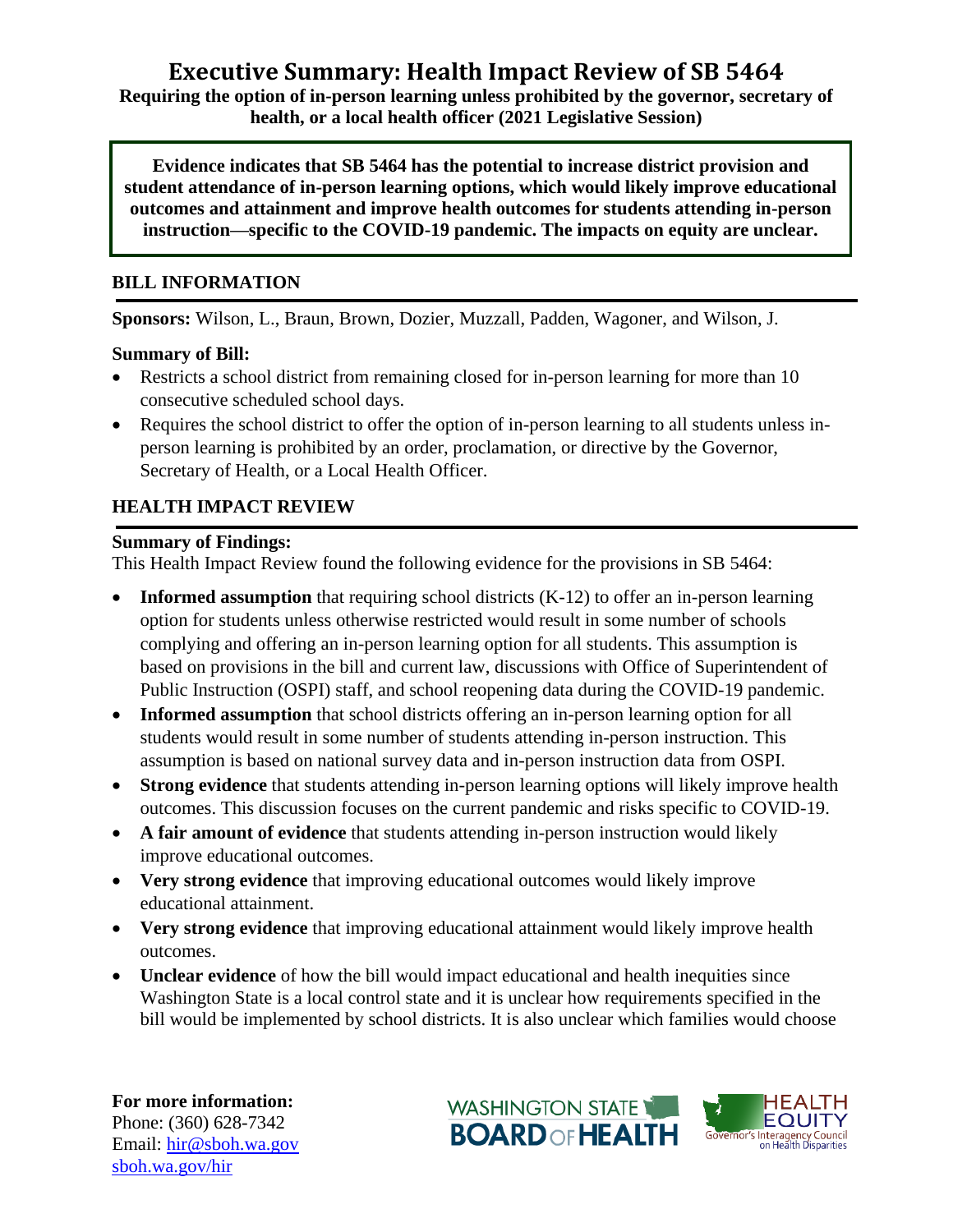# Executive Summary: Health Impact Review of SB 5464

**Requiring the option of in-person learning unless prohibited by the governor, secretary of health, or a local health officer (2021 Legislative Session)**

**Evidence indicates that SB 5464 has the potential to increase district provision and student attendance of in-person learning options, which would likely improve educational outcomes and attainment and improve health outcomes for students attending in-person instruction—specific to the COVID-19 pandemic. The impacts on equity are unclear.**

## BILL INFORMATION

**Sponsors:** Wilson, L., Braun, Brown, Dozier, Muzzall, Padden, Wagoner, and Wilson, J.

**Summary of Bill:**

- Restricts a school district from remaining closed for in-person learning for more than 10 consecutive scheduled school days.
- Requires the school district to offer the option of in-person learning to all students unless in-person learning is prohibited by an order, proclamation, or directive by the Governor, Secretary of Health, or a Local Health Officer.

## HEALTH IMPACT REVIEW

**Summary of Findings:**

This Health Impact Review found the following evidence for the provisions in SB 5464:

- **Informed assumption** that requiring school districts (K-12) to offer an in-person learning option for students unless otherwise restricted would result in some number of schools complying and offering an in-person learning option for all students. This assumption is based on provisions in the bill and current law, discussions with Office of Superintendent of Public Instruction (OSPI) staff, and school reopening data during the COVID-19 pandemic.
- **Informed assumption** that school districts offering an in-person learning option for all students would result in some number of students attending in-person instruction. This assumption is based on national survey data and in-person instruction data from OSPI.
- **Strong evidence** that students attending in-person learning options will likely improve health outcomes. This discussion focuses on the current pandemic and risks specific to COVID-19.
- **A fair amount of evidence** that students attending in-person instruction would likely improve educational outcomes.
- **Very strong evidence** that improving educational outcomes would likely improve educational attainment.
- **Very strong evidence** that improving educational attainment would likely improve health outcomes.
- **Unclear evidence** of how the bill would impact educational and health inequities since Washington State is a local control state and it is unclear how requirements specified in the bill would be implemented by school districts. It is also unclear which families would choose

**For more information:**
Phone: (360) 628-7342
Email: hir@sboh.wa.gov
sboh.wa.gov/hir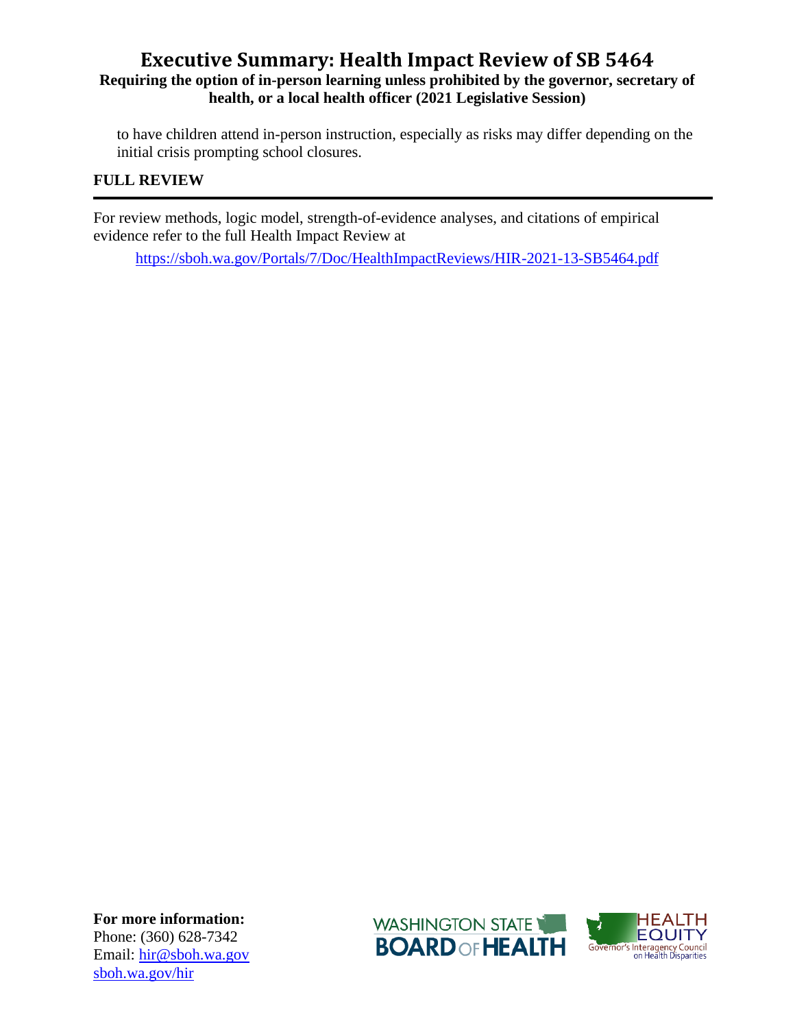to have children attend in-person instruction, especially as risks may differ depending on the initial crisis prompting school closures.

## FULL REVIEW

For review methods, logic model, strength-of-evidence analyses, and citations of empirical evidence refer to the full Health Impact Review at

https://sboh.wa.gov/Portals/7/Doc/HealthImpactReviews/HIR-2021-13-SB5464.pdf

**For more information:**
Phone: (360) 628-7342
Email: hir@sboh.wa.gov
sboh.wa.gov/hir

WASHINGTON STATE BOARD OF HEALTH

HEALTH EQUITY Governor's Interagency Council on Health Disparities